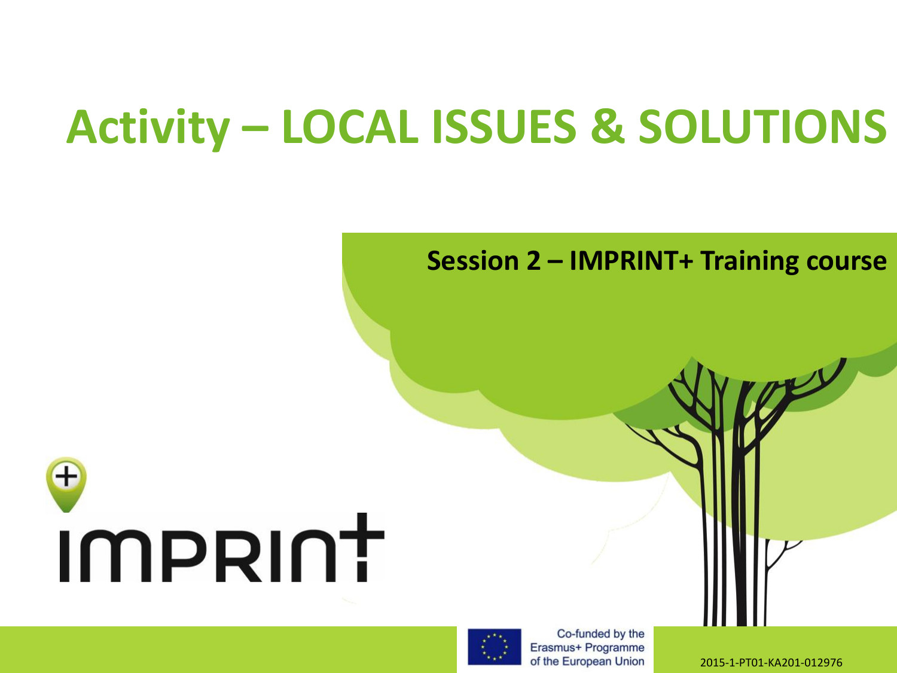# Activity – LOCAL ISSUES & SOLUTIONS

**Session 2 – IMPRINT+ Training course**

IMPRINT+

Co-funded by the Erasmus+ Programme of the European Union

2015-1-PT01-KA201-012976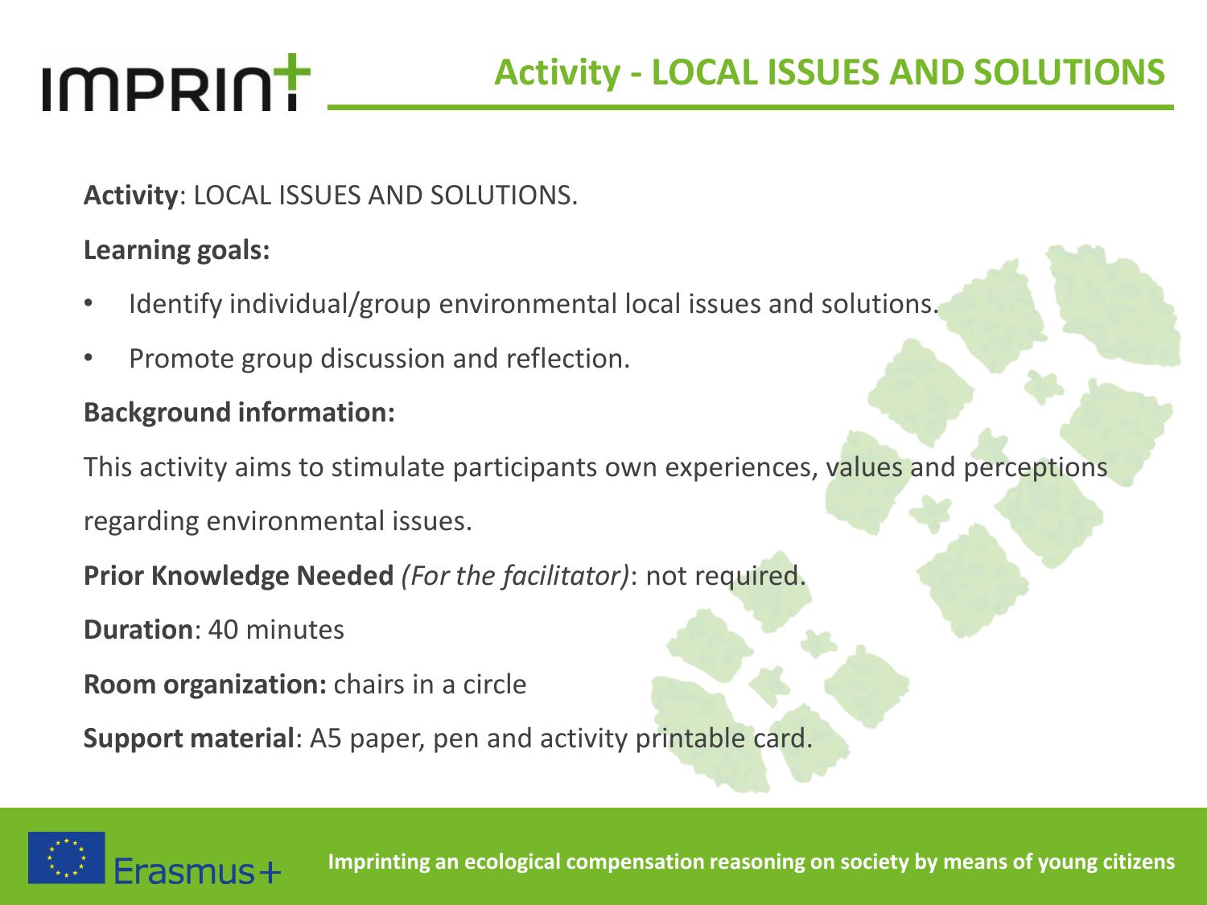# Activity - LOCAL ISSUES AND SOLUTIONS

**Activity**: LOCAL ISSUES AND SOLUTIONS.

**Learning goals:**

- Identify individual/group environmental local issues and solutions.
- Promote group discussion and reflection.

**Background information:**

This activity aims to stimulate participants own experiences, values and perceptions regarding environmental issues.

**Prior Knowledge Needed** *(For the facilitator)*: not required.

**Duration**: 40 minutes

**Room organization:** chairs in a circle

**Support material**: A5 paper, pen and activity printable card.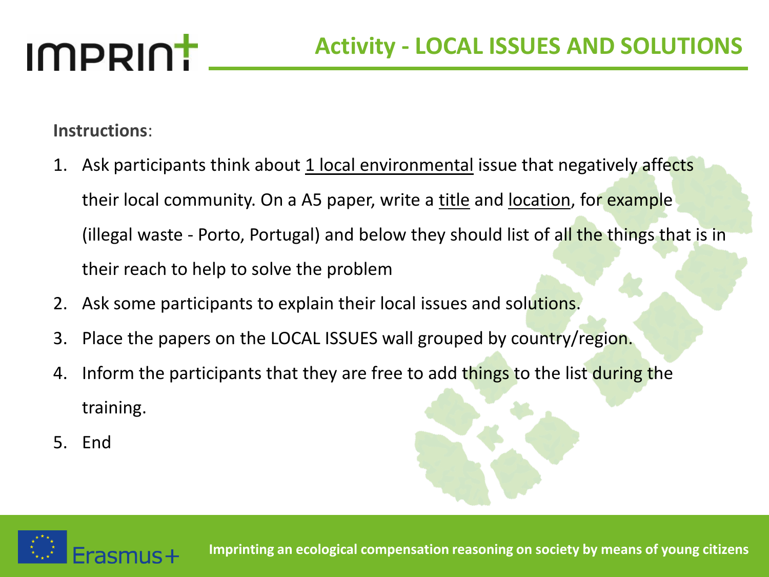## Activity - LOCAL ISSUES AND SOLUTIONS

**Instructions**:

1. Ask participants think about 1 local environmental issue that negatively affects their local community. On a A5 paper, write a title and location, for example (illegal waste - Porto, Portugal) and below they should list of all the things that is in their reach to help to solve the problem
2. Ask some participants to explain their local issues and solutions.
3. Place the papers on the LOCAL ISSUES wall grouped by country/region.
4. Inform the participants that they are free to add things to the list during the training.
5. End